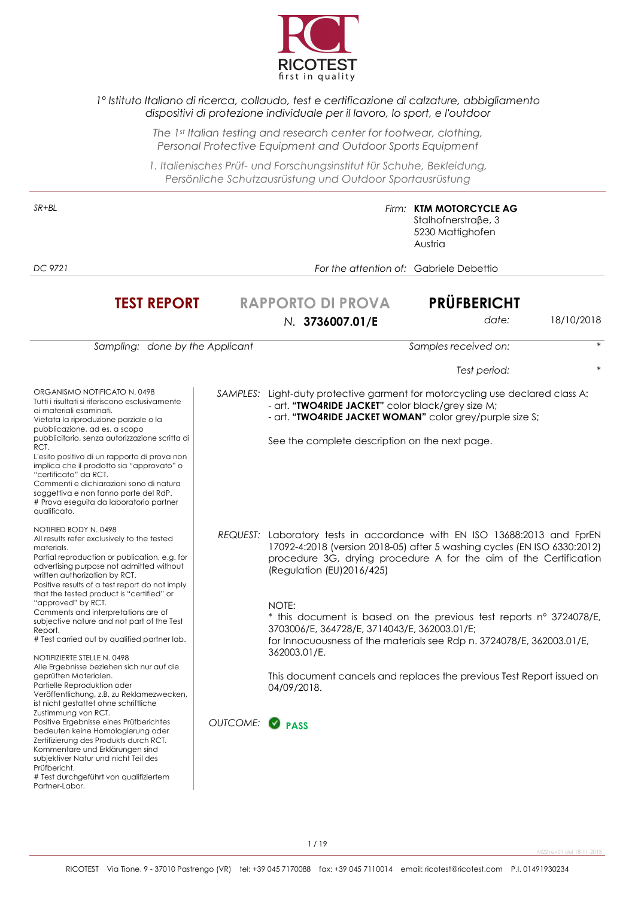RICOTEST
first in quality

*1° Istituto Italiano di ricerca, collaudo, test e certificazione di calzature, abbigliamento dispositivi di protezione individuale per il lavoro, lo sport, e l'outdoor*

*The 1st Italian testing and research center for footwear, clothing, Personal Protective Equipment and Outdoor Sports Equipment*

*1. Italienisches Prüf- und Forschungsinstitut für Schuhe, Bekleidung, Persönliche Schutzausrüstung und Outdoor Sportausrüstung*

*SR+BL*

*Firm:* **KTM MOTORCYCLE AG**
Stalhofnerstraβe, 3
5230 Mattighofen
Austria

*DC 9721*

*For the attention of:* Gabriele Debettio

# TEST REPORT — RAPPORTO DI PROVA — PRÜFBERICHT

*N.* **3736007.01/E** *date:* 18/10/2018

*Sampling:* *done by the Applicant*

*Samples received on:* *

*Test period:* *

ORGANISMO NOTIFICATO N. 0498
Tutti i risultati si riferiscono esclusivamente ai materiali esaminati.
Vietata la riproduzione parziale o la pubblicazione, ad es. a scopo pubblicitario, senza autorizzazione scritta di RCT.
L'esito positivo di un rapporto di prova non implica che il prodotto sia "approvato" o "certificato" da RCT.
Commenti e dichiarazioni sono di natura soggettiva e non fanno parte del RdP.
# Prova eseguita da laboratorio partner qualificato.

NOTIFIED BODY N. 0498
All results refer exclusively to the tested materials.
Partial reproduction or publication, e.g. for advertising purpose not admitted without written authorization by RCT.
Positive results of a test report do not imply that the tested product is "certified" or "approved" by RCT.
Comments and interpretations are of subjective nature and not part of the Test Report.
# Test carried out by qualified partner lab.

NOTIFIZIERTE STELLE N. 0498
Alle Ergebnisse beziehen sich nur auf die geprüften Materialen.
Partielle Reproduktion oder Veröffentlichung, z.B. zu Reklamezwecken, ist nicht gestattet ohne schriftliche Zustimmung von RCT.
Positive Ergebnisse eines Prüfberichtes bedeuten keine Homologierung oder Zertifizierung des Produkts durch RCT.
Kommentare und Erklärungen sind subjektiver Natur und nicht Teil des Prüfbericht.
# Test durchgeführt von qualifiziertem Partner-Labor.

*SAMPLES:* Light-duty protective garment for motorcycling use declared class A:
- art. **"TWO4RIDE JACKET"** color black/grey size M;
- art. **"TWO4RIDE JACKET WOMAN"** color grey/purple size S;

See the complete description on the next page.

*REQUEST:* Laboratory tests in accordance with EN ISO 13688:2013 and FprEN 17092-4:2018 (version 2018-05) after 5 washing cycles (EN ISO 6330:2012) procedure 3G, drying procedure A for the aim of the Certification (Regulation (EU)2016/425)

NOTE:
* this document is based on the previous test reports n° 3724078/E, 3703006/E, 364728/E, 3714043/E, 362003.01/E;
for Innocuousness of the materials see Rdp n. 3724078/E, 362003.01/E, 362003.01/E.

This document cancels and replaces the previous Test Report issued on 04/09/2018.

*OUTCOME:* **PASS**

M22 rev01 del 18-11-2013

RICOTEST Via Tione, 9 - 37010 Pastrengo (VR) tel: +39 045 7170088 fax: +39 045 7110014 email: ricotest@ricotest.com P.I. 01491930234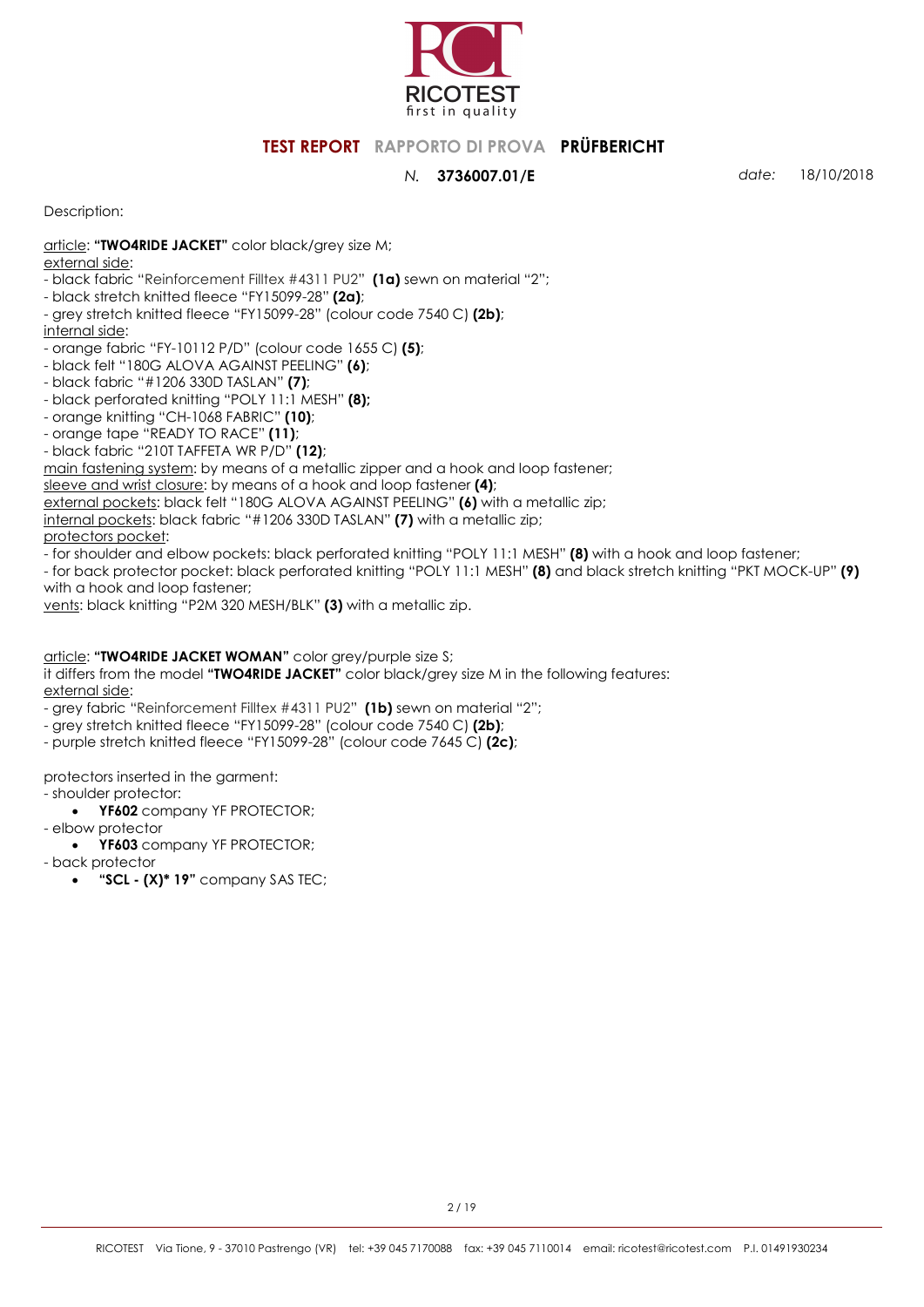**TEST REPORT** RAPPORTO DI PROVA **PRÜFBERICHT**

*N.* **3736007.01/E** *date:* 18/10/2018

Description:

article: **"TWO4RIDE JACKET"** color black/grey size M;

external side:

- black fabric "Reinforcement Filltex #4311 PU2" **(1a)** sewn on material "2";
- black stretch knitted fleece "FY15099-28" **(2a)**;
- grey stretch knitted fleece "FY15099-28" (colour code 7540 C) **(2b)**;

internal side:

- orange fabric "FY-10112 P/D" (colour code 1655 C) **(5)**;
- black felt "180G ALOVA AGAINST PEELING" **(6)**;
- black fabric "#1206 330D TASLAN" **(7)**;
- black perforated knitting "POLY 11:1 MESH" **(8);**
- orange knitting "CH-1068 FABRIC" **(10)**;
- orange tape "READY TO RACE" **(11)**;
- black fabric "210T TAFFETA WR P/D" **(12)**;

main fastening system: by means of a metallic zipper and a hook and loop fastener;

sleeve and wrist closure: by means of a hook and loop fastener **(4)**;

external pockets: black felt "180G ALOVA AGAINST PEELING" **(6)** with a metallic zip;

internal pockets: black fabric "#1206 330D TASLAN" **(7)** with a metallic zip;

protectors pocket:

- for shoulder and elbow pockets: black perforated knitting "POLY 11:1 MESH" **(8)** with a hook and loop fastener;
- for back protector pocket: black perforated knitting "POLY 11:1 MESH" **(8)** and black stretch knitting "PKT MOCK-UP" **(9)** with a hook and loop fastener;

vents: black knitting "P2M 320 MESH/BLK" **(3)** with a metallic zip.

article: **"TWO4RIDE JACKET WOMAN"** color grey/purple size S;

it differs from the model **"TWO4RIDE JACKET"** color black/grey size M in the following features:

external side:

- grey fabric "Reinforcement Filltex #4311 PU2" **(1b)** sewn on material "2";
- grey stretch knitted fleece "FY15099-28" (colour code 7540 C) **(2b)**;
- purple stretch knitted fleece "FY15099-28" (colour code 7645 C) **(2c)**;

protectors inserted in the garment:

- shoulder protector:
  - **YF602** company YF PROTECTOR;
- elbow protector
  - **YF603** company YF PROTECTOR;
- back protector
  - **"SCL - (X)* 19"** company SAS TEC;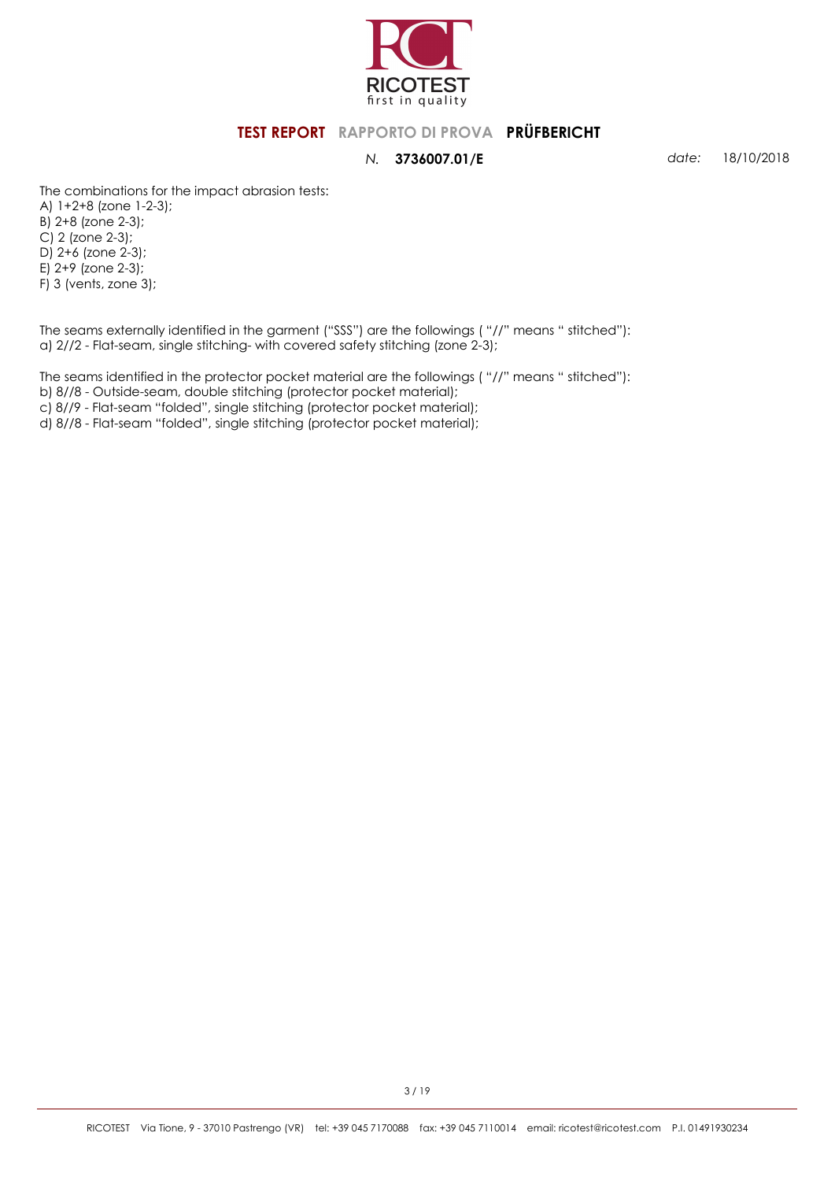The combinations for the impact abrasion tests:

A) 1+2+8 (zone 1-2-3);
B) 2+8 (zone 2-3);
C) 2 (zone 2-3);
D) 2+6 (zone 2-3);
E) 2+9 (zone 2-3);
F) 3 (vents, zone 3);

The seams externally identified in the garment ("SSS") are the followings ( "//" means " stitched"):

a) 2//2 - Flat-seam, single stitching- with covered safety stitching (zone 2-3);

The seams identified in the protector pocket material are the followings ( "//" means " stitched"):

b) 8//8 - Outside-seam, double stitching (protector pocket material);
c) 8//9 - Flat-seam "folded", single stitching (protector pocket material);
d) 8//8 - Flat-seam "folded", single stitching (protector pocket material);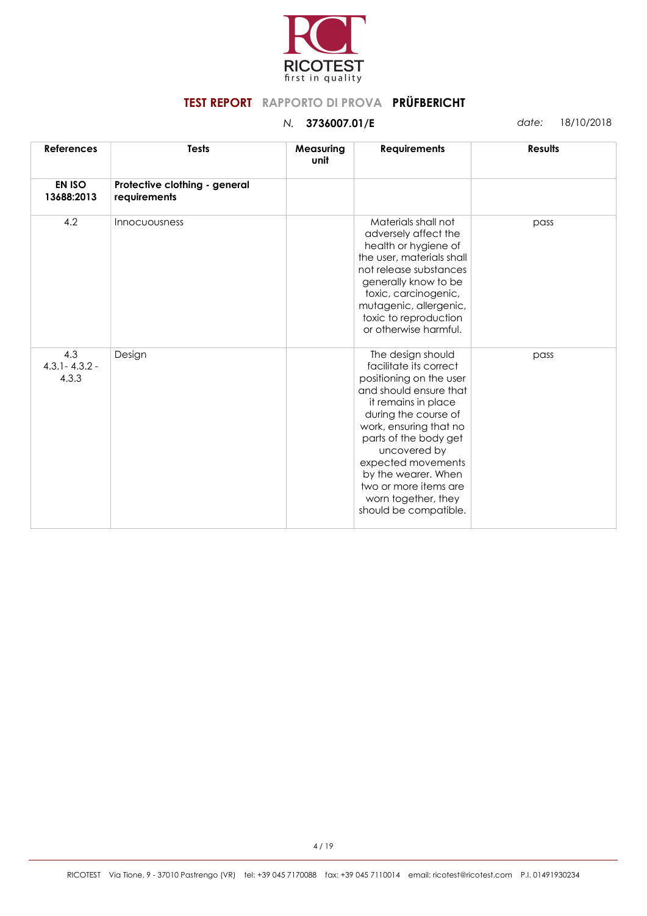**TEST REPORT** RAPPORTO DI PROVA **PRÜFBERICHT**

*N.* **3736007.01/E** *date:* 18/10/2018

| References | Tests | Measuring unit | Requirements | Results |
|---|---|---|---|---|
| **EN ISO 13688:2013** | **Protective clothing - general requirements** | | | |
| 4.2 | Innocuousness | | Materials shall not adversely affect the health or hygiene of the user, materials shall not release substances generally know to be toxic, carcinogenic, mutagenic, allergenic, toxic to reproduction or otherwise harmful. | pass |
| 4.3 4.3.1- 4.3.2 - 4.3.3 | Design | | The design should facilitate its correct positioning on the user and should ensure that it remains in place during the course of work, ensuring that no parts of the body get uncovered by expected movements by the wearer. When two or more items are worn together, they should be compatible. | pass |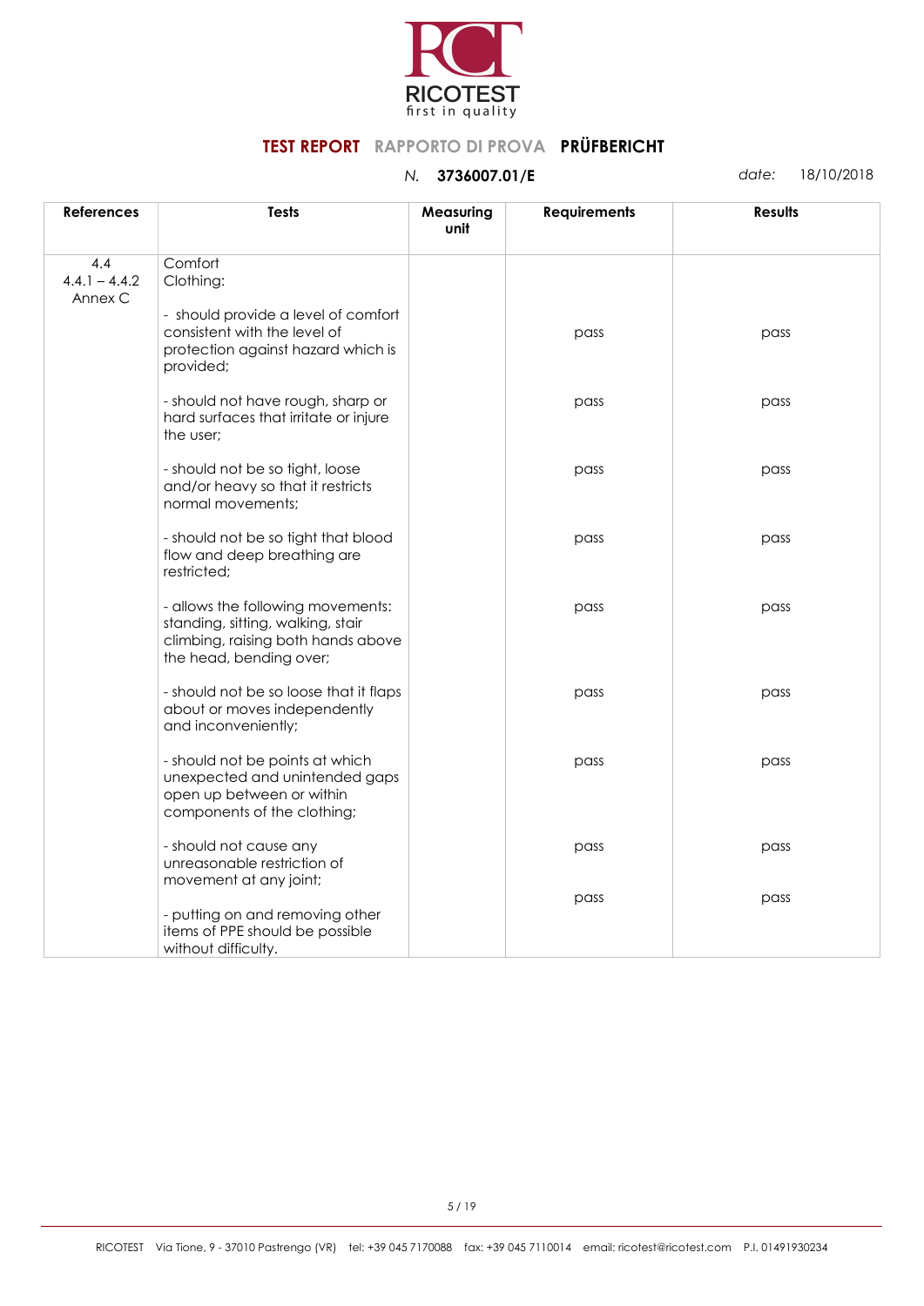**TEST REPORT** RAPPORTO DI PROVA **PRÜFBERICHT**

*N.* **3736007.01/E** *date:* 18/10/2018

| References | Tests | Measuring unit | Requirements | Results |
|---|---|---|---|---|
| 4.4<br>4.4.1 – 4.4.2<br>Annex C | Comfort<br>Clothing: | | | |
| | - should provide a level of comfort consistent with the level of protection against hazard which is provided; | | pass | pass |
| | - should not have rough, sharp or hard surfaces that irritate or injure the user; | | pass | pass |
| | - should not be so tight, loose and/or heavy so that it restricts normal movements; | | pass | pass |
| | - should not be so tight that blood flow and deep breathing are restricted; | | pass | pass |
| | - allows the following movements: standing, sitting, walking, stair climbing, raising both hands above the head, bending over; | | pass | pass |
| | - should not be so loose that it flaps about or moves independently and inconveniently; | | pass | pass |
| | - should not be points at which unexpected and unintended gaps open up between or within components of the clothing; | | pass | pass |
| | - should not cause any unreasonable restriction of movement at any joint; | | pass | pass |
| | - putting on and removing other items of PPE should be possible without difficulty. | | pass | pass |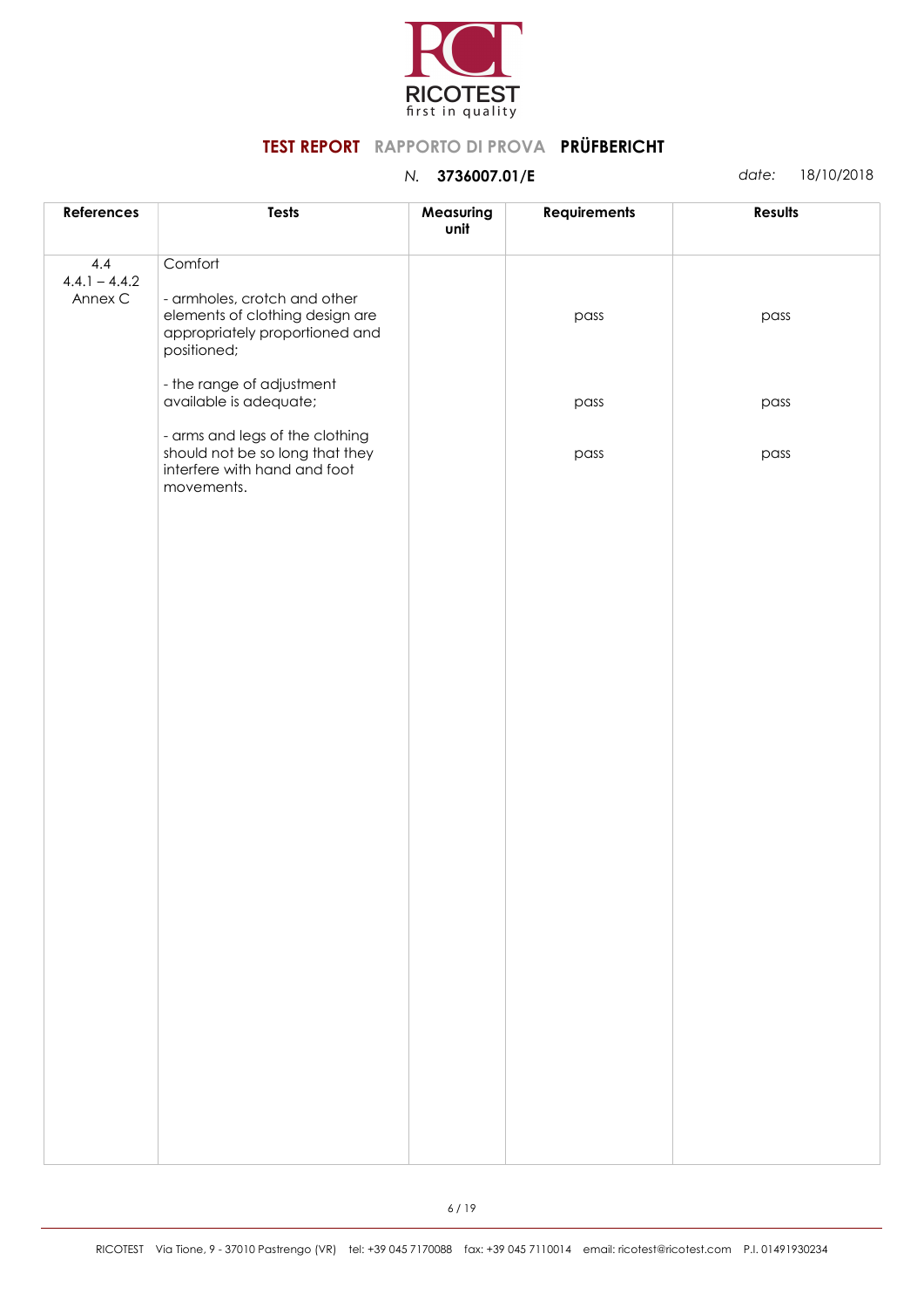**TEST REPORT** RAPPORTO DI PROVA **PRÜFBERICHT**

*N.* **3736007.01/E** *date:* 18/10/2018

| References | Tests | Measuring unit | Requirements | Results |
|---|---|---|---|---|
| 4.4<br>4.4.1 – 4.4.2<br>Annex C | Comfort | | | |
| | - armholes, crotch and other elements of clothing design are appropriately proportioned and positioned; | | pass | pass |
| | - the range of adjustment available is adequate; | | pass | pass |
| | - arms and legs of the clothing should not be so long that they interfere with hand and foot movements. | | pass | pass |

RICOTEST Via Tione, 9 - 37010 Pastrengo (VR) tel: +39 045 7170088 fax: +39 045 7110014 email: ricotest@ricotest.com P.I. 01491930234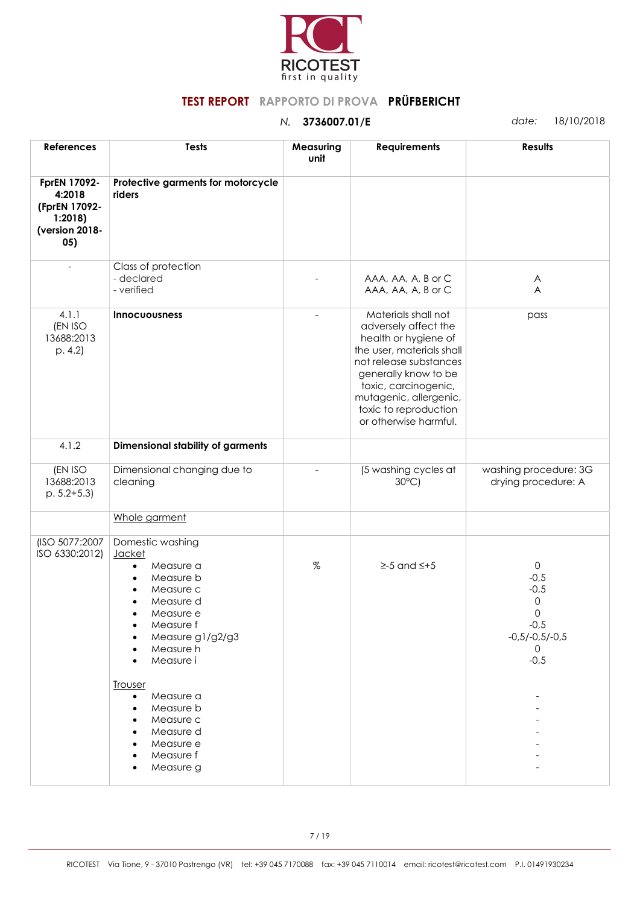# TEST REPORT RAPPORTO DI PROVA PRÜFBERICHT

*N.* **3736007.01/E** *date:* 18/10/2018

| References | Tests | Measuring unit | Requirements | Results |
|---|---|---|---|---|
| **FprEN 17092-4:2018 (FprEN 17092-1:2018) (version 2018-05)** | **Protective garments for motorcycle riders** | | | |
| - | Class of protection<br>- declared<br>- verified | - | AAA, AA, A, B or C<br>AAA, AA, A, B or C | A<br>A |
| 4.1.1<br>(EN ISO 13688:2013 p. 4.2) | **Innocuousness** | - | Materials shall not adversely affect the health or hygiene of the user, materials shall not release substances generally know to be toxic, carcinogenic, mutagenic, allergenic, toxic to reproduction or otherwise harmful. | pass |
| 4.1.2 | **Dimensional stability of garments** | | | |
| (EN ISO 13688:2013 p. 5.2+5.3) | Dimensional changing due to cleaning | - | (5 washing cycles at 30°C) | washing procedure: 3G<br>drying procedure: A |
| | Whole garment | | | |
| (ISO 5077:2007 ISO 6330:2012) | Domestic washing<br>Jacket<br>• Measure a<br>• Measure b<br>• Measure c<br>• Measure d<br>• Measure e<br>• Measure f<br>• Measure g1/g2/g3<br>• Measure h<br>• Measure i<br><br>Trouser<br>• Measure a<br>• Measure b<br>• Measure c<br>• Measure d<br>• Measure e<br>• Measure f<br>• Measure g | % | ≥-5 and ≤+5 | 0<br>-0,5<br>-0,5<br>0<br>0<br>-0,5<br>-0,5/-0,5/-0,5<br>0<br>-0,5<br><br>-<br>-<br>-<br>-<br>-<br>-<br>- |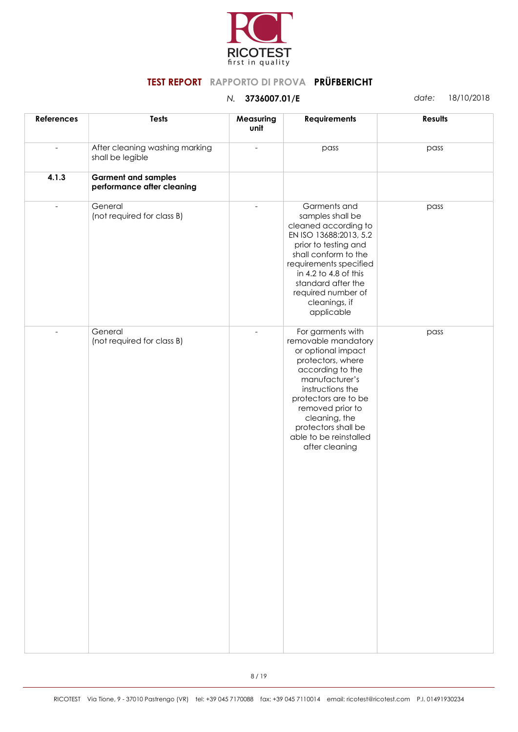**TEST REPORT** RAPPORTO DI PROVA **PRÜFBERICHT**

*N.* **3736007.01/E** *date:* 18/10/2018

| References | Tests | Measuring unit | Requirements | Results |
|---|---|---|---|---|
| - | After cleaning washing marking shall be legible | - | pass | pass |
| **4.1.3** | **Garment and samples performance after cleaning** | | | |
| - | General (not required for class B) | - | Garments and samples shall be cleaned according to EN ISO 13688:2013, 5.2 prior to testing and shall conform to the requirements specified in 4.2 to 4.8 of this standard after the required number of cleanings, if applicable | pass |
| - | General (not required for class B) | - | For garments with removable mandatory or optional impact protectors, where according to the manufacturer's instructions the protectors are to be removed prior to cleaning, the protectors shall be able to be reinstalled after cleaning | pass |

RICOTEST Via Tione, 9 - 37010 Pastrengo (VR) tel: +39 045 7170088 fax: +39 045 7110014 email: ricotest@ricotest.com P.I. 01491930234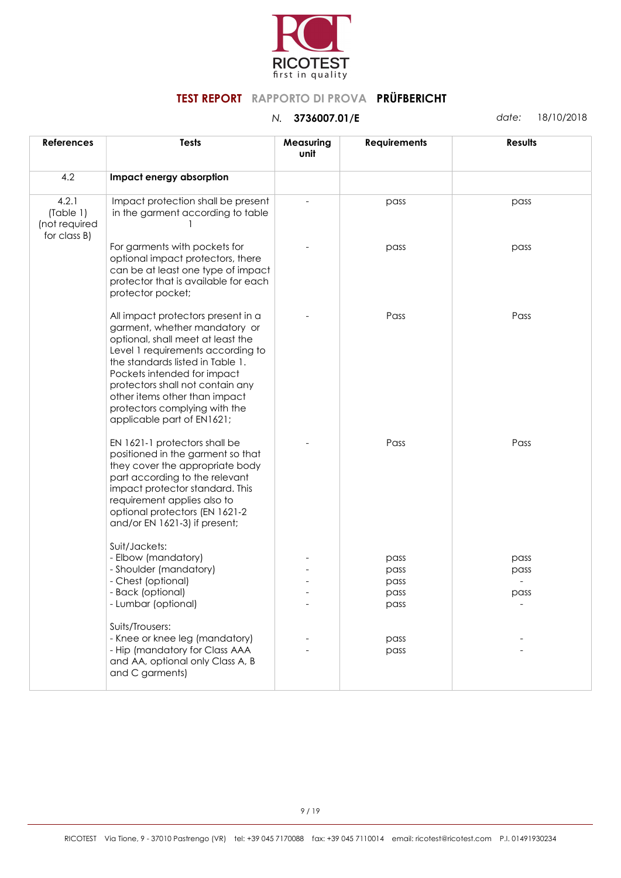RICOTEST
first in quality

**TEST REPORT** RAPPORTO DI PROVA **PRÜFBERICHT**

*N.* **3736007.01/E** *date:* 18/10/2018

| References | Tests | Measuring unit | Requirements | Results |
|---|---|---|---|---|
| 4.2 | **Impact energy absorption** | | | |
| 4.2.1 (Table 1) (not required for class B) | Impact protection shall be present in the garment according to table 1 | - | pass | pass |
| | For garments with pockets for optional impact protectors, there can be at least one type of impact protector that is available for each protector pocket; | - | pass | pass |
| | All impact protectors present in a garment, whether mandatory or optional, shall meet at least the Level 1 requirements according to the standards listed in Table 1. Pockets intended for impact protectors shall not contain any other items other than impact protectors complying with the applicable part of EN1621; | - | Pass | Pass |
| | EN 1621-1 protectors shall be positioned in the garment so that they cover the appropriate body part according to the relevant impact protector standard. This requirement applies also to optional protectors (EN 1621-2 and/or EN 1621-3) if present; | - | Pass | Pass |
| | Suit/Jackets: | | | |
| | - Elbow (mandatory) | - | pass | pass |
| | - Shoulder (mandatory) | - | pass | pass |
| | - Chest (optional) | - | pass | - |
| | - Back (optional) | - | pass | pass |
| | - Lumbar (optional) | - | pass | - |
| | Suits/Trousers: | | | |
| | - Knee or knee leg (mandatory) | - | pass | - |
| | - Hip (mandatory for Class AAA and AA, optional only Class A, B and C garments) | - | pass | - |

RICOTEST Via Tione, 9 - 37010 Pastrengo (VR) tel: +39 045 7170088 fax: +39 045 7110014 email: ricotest@ricotest.com P.I. 01491930234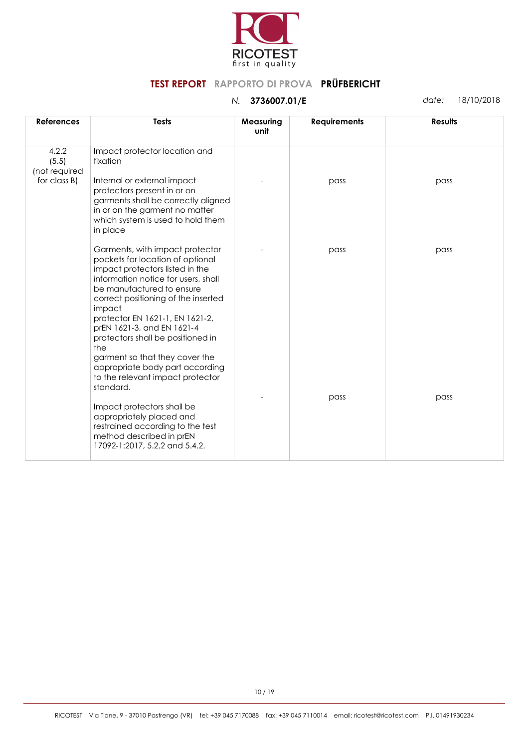**TEST REPORT** RAPPORTO DI PROVA **PRÜFBERICHT**

*N.* **3736007.01/E** *date:* 18/10/2018

| References | Tests | Measuring unit | Requirements | Results |
|---|---|---|---|---|
| 4.2.2 (5.5) (not required for class B) | Impact protector location and fixation | | | |
| | Internal or external impact protectors present in or on garments shall be correctly aligned in or on the garment no matter which system is used to hold them in place | - | pass | pass |
| | Garments, with impact protector pockets for location of optional impact protectors listed in the information notice for users, shall be manufactured to ensure correct positioning of the inserted impact protector EN 1621-1, EN 1621-2, prEN 1621-3, and EN 1621-4 protectors shall be positioned in the garment so that they cover the appropriate body part according to the relevant impact protector standard. | - | pass | pass |
| | Impact protectors shall be appropriately placed and restrained according to the test method described in prEN 17092-1:2017, 5.2.2 and 5.4.2. | - | pass | pass |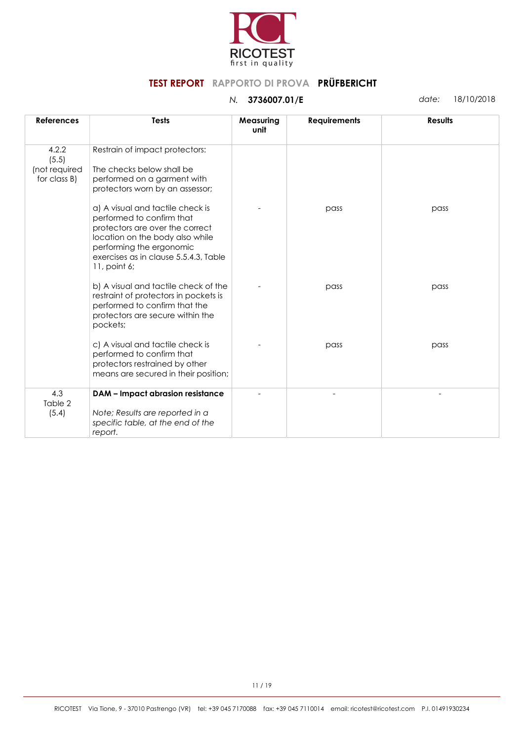# TEST REPORT RAPPORTO DI PROVA PRÜFBERICHT

*N.* **3736007.01/E** *date:* 18/10/2018

| References | Tests | Measuring unit | Requirements | Results |
|---|---|---|---|---|
| 4.2.2 (5.5) (not required for class B) | Restrain of impact protectors:<br><br>The checks below shall be performed on a garment with protectors worn by an assessor; | | | |
| | a) A visual and tactile check is performed to confirm that protectors are over the correct location on the body also while performing the ergonomic exercises as in clause 5.5.4.3, Table 11, point 6; | - | pass | pass |
| | b) A visual and tactile check of the restraint of protectors in pockets is performed to confirm that the protectors are secure within the pockets; | - | pass | pass |
| | c) A visual and tactile check is performed to confirm that protectors restrained by other means are secured in their position; | - | pass | pass |
| 4.3 Table 2 (5.4) | **DAM – Impact abrasion resistance**<br><br>*Note; Results are reported in a specific table, at the end of the report.* | - | - | - |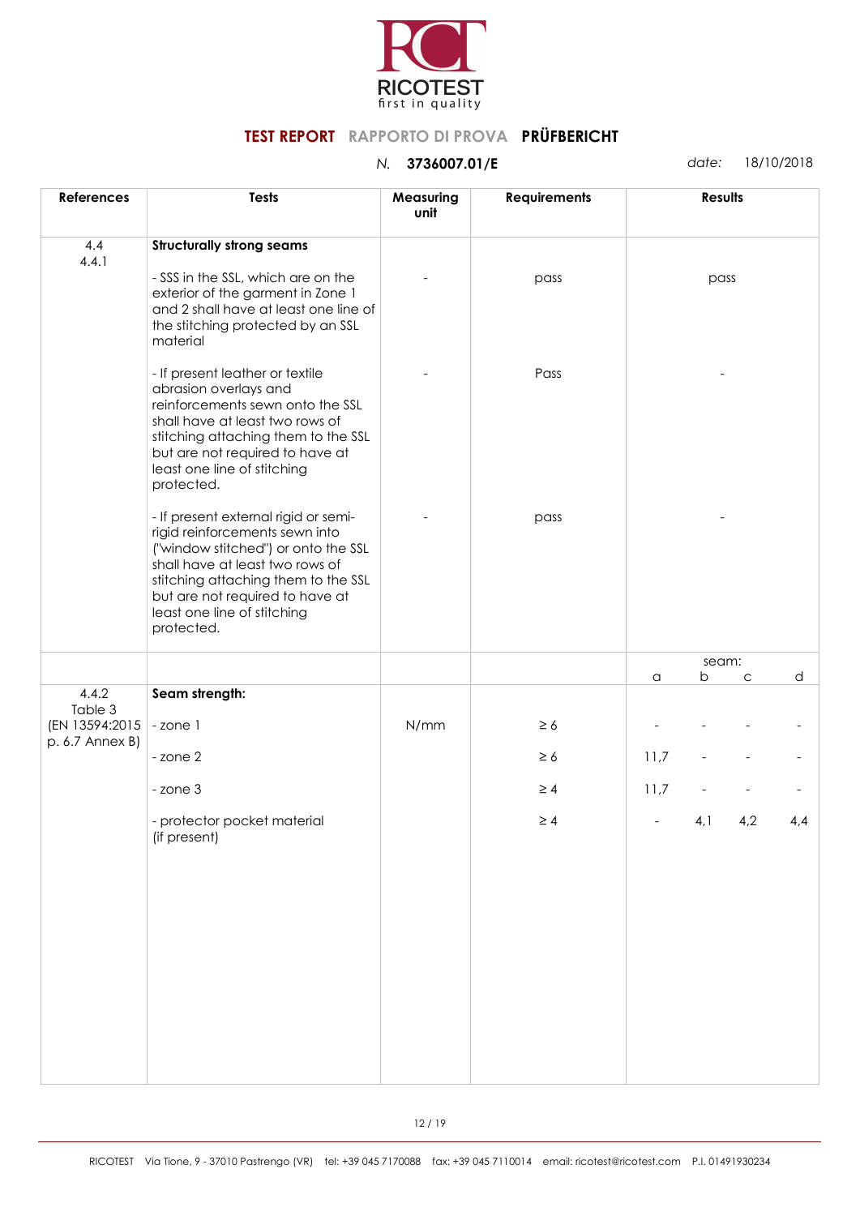RICOTEST
first in quality

**TEST REPORT** RAPPORTO DI PROVA **PRÜFBERICHT**

*N.* **3736007.01/E** *date:* 18/10/2018

| References | Tests | Measuring unit | Requirements | Results | | | |
|---|---|---|---|---|---|---|---|
| 4.4<br>4.4.1 | **Structurally strong seams** | | | | | | |
| | - SSS in the SSL, which are on the exterior of the garment in Zone 1 and 2 shall have at least one line of the stitching protected by an SSL material | - | pass | pass | | | |
| | - If present leather or textile abrasion overlays and reinforcements sewn onto the SSL shall have at least two rows of stitching attaching them to the SSL but are not required to have at least one line of stitching protected. | - | Pass | - | | | |
| | - If present external rigid or semi-rigid reinforcements sewn into ("window stitched") or onto the SSL shall have at least two rows of stitching attaching them to the SSL but are not required to have at least one line of stitching protected. | - | pass | - | | | |
| | | | | seam:<br>a | b | c | d |
| 4.4.2<br>Table 3<br>(EN 13594:2015 p. 6.7 Annex B) | **Seam strength:** | | | | | | |
| | - zone 1 | N/mm | ≥ 6 | - | - | - | - |
| | - zone 2 | | ≥ 6 | 11,7 | - | - | - |
| | - zone 3 | | ≥ 4 | 11,7 | - | - | - |
| | - protector pocket material (if present) | | ≥ 4 | - | 4,1 | 4,2 | 4,4 |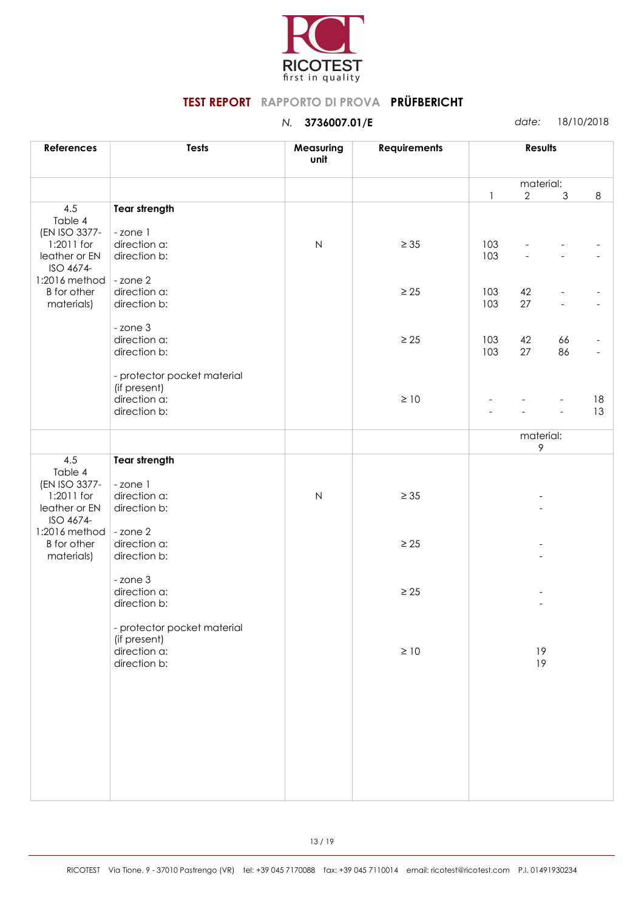RICOTEST
first in quality

**TEST REPORT** RAPPORTO DI PROVA **PRÜFBERICHT**

*N.* **3736007.01/E** *date:* 18/10/2018

| References | Tests | Measuring unit | Requirements | Results | | | |
|---|---|---|---|---|---|---|---|
| | | | | material: | | | |
| | | | | 1 | 2 | 3 | 8 |
| 4.5 Table 4 (EN ISO 3377-1:2011 for leather or EN ISO 4674-1:2016 method B for other materials) | **Tear strength** | | | | | | |
| | - zone 1 | | | | | | |
| | direction a: | N | ≥ 35 | 103 | - | - | - |
| | direction b: | | | 103 | - | - | - |
| | - zone 2 | | | | | | |
| | direction a: | | ≥ 25 | 103 | 42 | - | - |
| | direction b: | | | 103 | 27 | - | - |
| | - zone 3 | | | | | | |
| | direction a: | | ≥ 25 | 103 | 42 | 66 | - |
| | direction b: | | | 103 | 27 | 86 | - |
| | - protector pocket material (if present) | | | | | | |
| | direction a: | | ≥ 10 | - | - | - | 18 |
| | direction b: | | | - | - | - | 13 |

| References | Tests | Measuring unit | Requirements | Results |
|---|---|---|---|---|
| | | | | material: 9 |
| 4.5 Table 4 (EN ISO 3377-1:2011 for leather or EN ISO 4674-1:2016 method B for other materials) | **Tear strength** | | | |
| | - zone 1 | | | |
| | direction a: | N | ≥ 35 | - |
| | direction b: | | | - |
| | - zone 2 | | | |
| | direction a: | | ≥ 25 | - |
| | direction b: | | | - |
| | - zone 3 | | | |
| | direction a: | | ≥ 25 | - |
| | direction b: | | | - |
| | - protector pocket material (if present) | | | |
| | direction a: | | ≥ 10 | 19 |
| | direction b: | | | 19 |

RICOTEST Via Tione, 9 - 37010 Pastrengo (VR) tel: +39 045 7170088 fax: +39 045 7110014 email: ricotest@ricotest.com P.I. 01491930234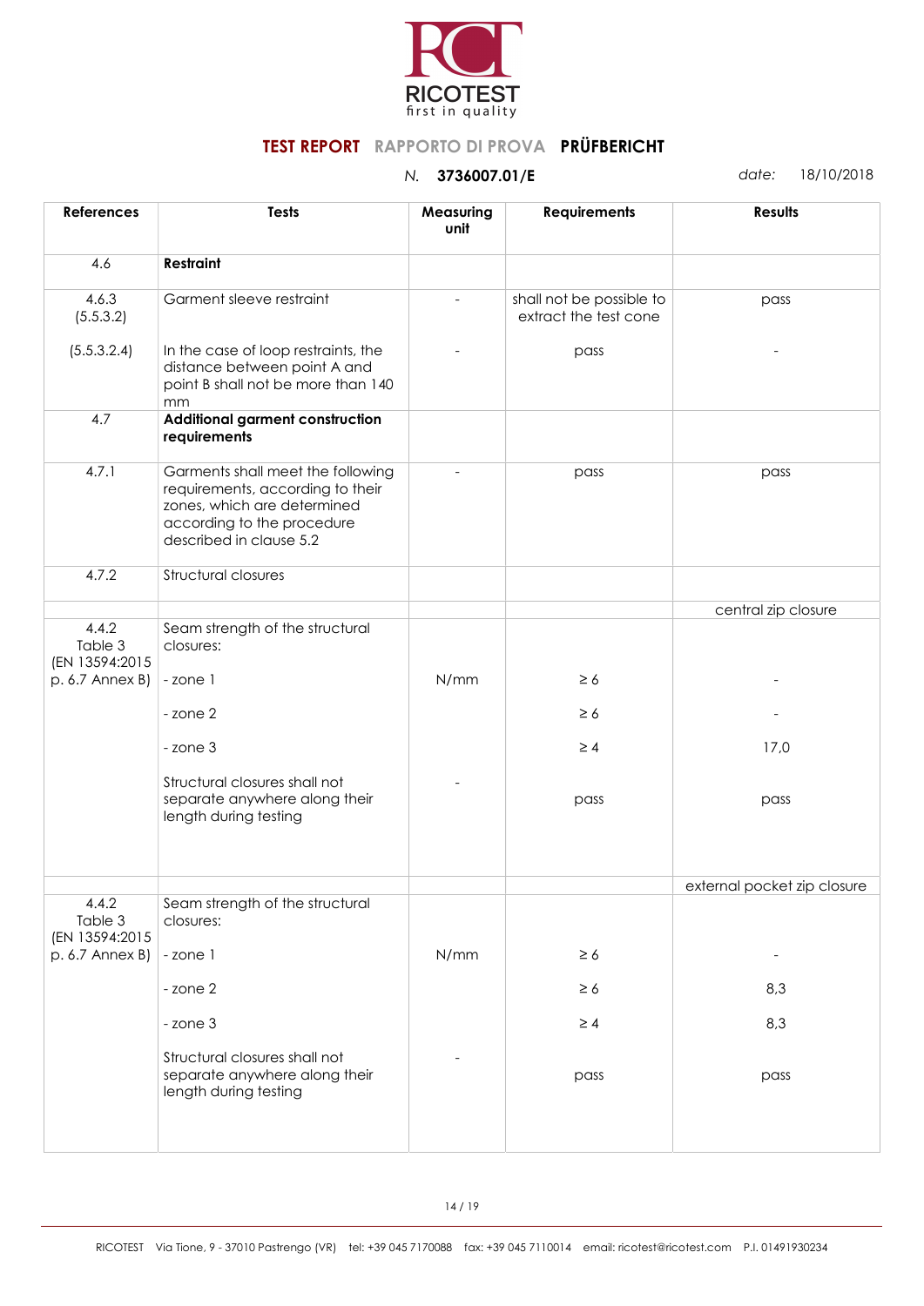RICOTEST
first in quality

**TEST REPORT** RAPPORTO DI PROVA **PRÜFBERICHT**

*N.* **3736007.01/E** *date:* 18/10/2018

| References | Tests | Measuring unit | Requirements | Results |
|---|---|---|---|---|
| 4.6 | **Restraint** | | | |
| 4.6.3 (5.5.3.2) | Garment sleeve restraint | - | shall not be possible to extract the test cone | pass |
| (5.5.3.2.4) | In the case of loop restraints, the distance between point A and point B shall not be more than 140 mm | - | pass | - |
| 4.7 | **Additional garment construction requirements** | | | |
| 4.7.1 | Garments shall meet the following requirements, according to their zones, which are determined according to the procedure described in clause 5.2 | - | pass | pass |
| 4.7.2 | Structural closures | | | |
| | | | | central zip closure |
| 4.4.2 Table 3 (EN 13594:2015 p. 6.7 Annex B) | Seam strength of the structural closures: | | | |
| | - zone 1 | N/mm | ≥ 6 | - |
| | - zone 2 | | ≥ 6 | - |
| | - zone 3 | | ≥ 4 | 17,0 |
| | Structural closures shall not separate anywhere along their length during testing | - | pass | pass |
| | | | | external pocket zip closure |
| 4.4.2 Table 3 (EN 13594:2015 p. 6.7 Annex B) | Seam strength of the structural closures: | | | |
| | - zone 1 | N/mm | ≥ 6 | - |
| | - zone 2 | | ≥ 6 | 8,3 |
| | - zone 3 | | ≥ 4 | 8,3 |
| | Structural closures shall not separate anywhere along their length during testing | - | pass | pass |

RICOTEST Via Tione, 9 - 37010 Pastrengo (VR) tel: +39 045 7170088 fax: +39 045 7110014 email: ricotest@ricotest.com P.I. 01491930234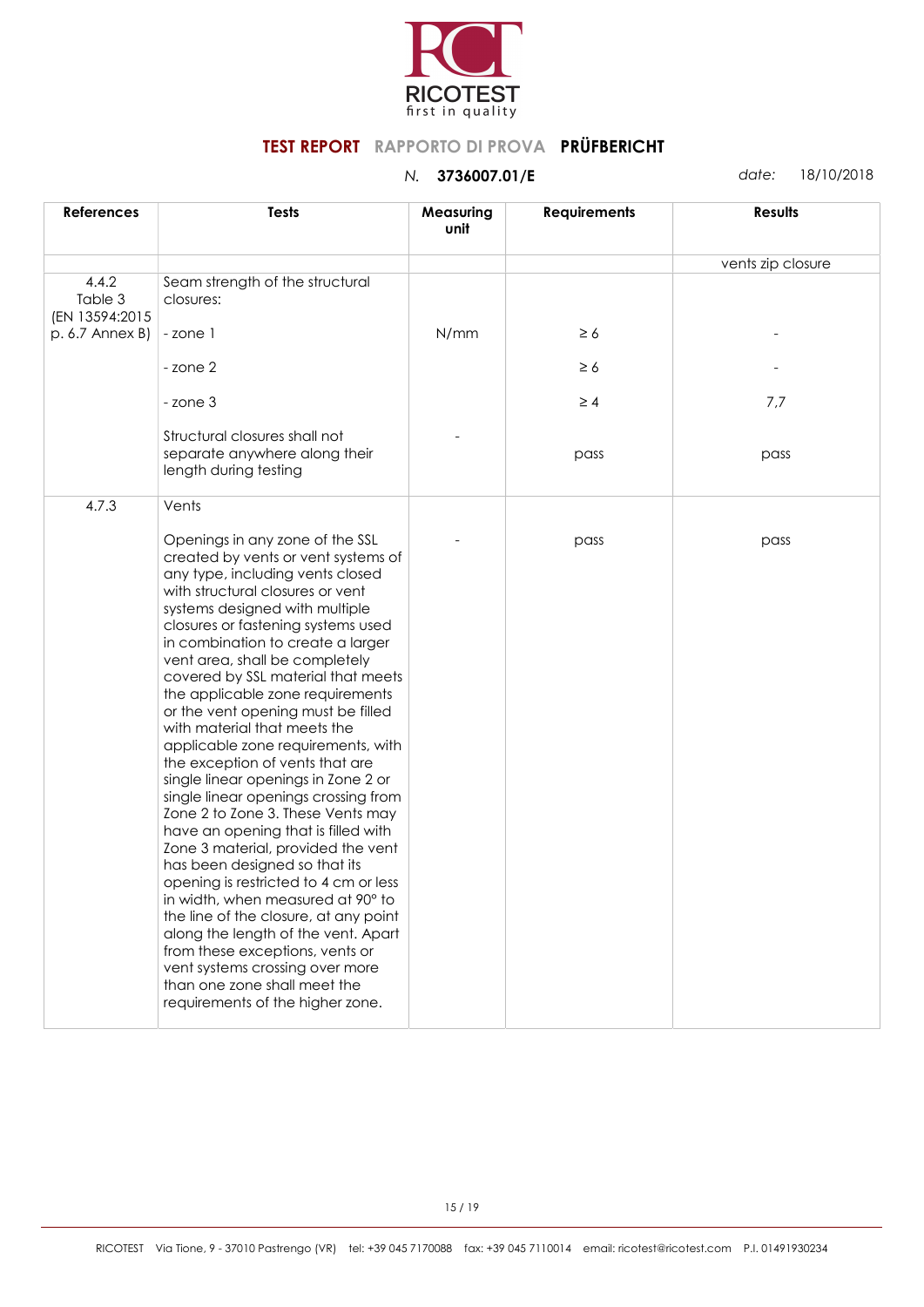**TEST REPORT** RAPPORTO DI PROVA **PRÜFBERICHT**

*N.* **3736007.01/E** *date:* 18/10/2018

| References | Tests | Measuring unit | Requirements | Results |
|---|---|---|---|---|
| | | | | vents zip closure |
| 4.4.2 Table 3 (EN 13594:2015 p. 6.7 Annex B) | Seam strength of the structural closures: | | | |
| | - zone 1 | N/mm | ≥ 6 | - |
| | - zone 2 | | ≥ 6 | - |
| | - zone 3 | | ≥ 4 | 7,7 |
| | Structural closures shall not separate anywhere along their length during testing | - | pass | pass |
| 4.7.3 | Vents | | | |
| | Openings in any zone of the SSL created by vents or vent systems of any type, including vents closed with structural closures or vent systems designed with multiple closures or fastening systems used in combination to create a larger vent area, shall be completely covered by SSL material that meets the applicable zone requirements or the vent opening must be filled with material that meets the applicable zone requirements, with the exception of vents that are single linear openings in Zone 2 or single linear openings crossing from Zone 2 to Zone 3. These Vents may have an opening that is filled with Zone 3 material, provided the vent has been designed so that its opening is restricted to 4 cm or less in width, when measured at 90° to the line of the closure, at any point along the length of the vent. Apart from these exceptions, vents or vent systems crossing over more than one zone shall meet the requirements of the higher zone. | - | pass | pass |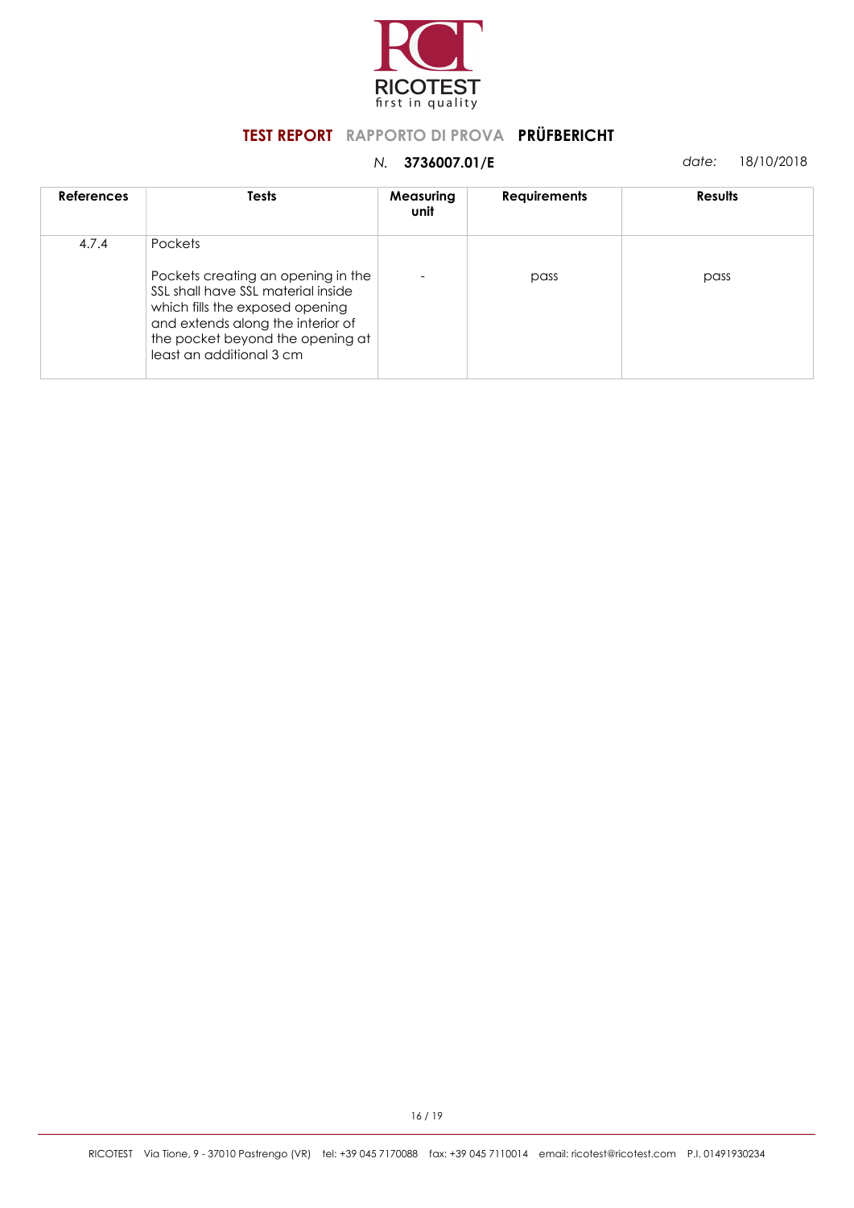**TEST REPORT** RAPPORTO DI PROVA **PRÜFBERICHT**

*N.* **3736007.01/E** *date:* 18/10/2018

| References | Tests | Measuring unit | Requirements | Results |
|---|---|---|---|---|
| 4.7.4 | Pockets<br><br>Pockets creating an opening in the SSL shall have SSL material inside which fills the exposed opening and extends along the interior of the pocket beyond the opening at least an additional 3 cm | - | pass | pass |

RICOTEST Via Tione, 9 - 37010 Pastrengo (VR) tel: +39 045 7170088 fax: +39 045 7110014 email: ricotest@ricotest.com P.I. 01491930234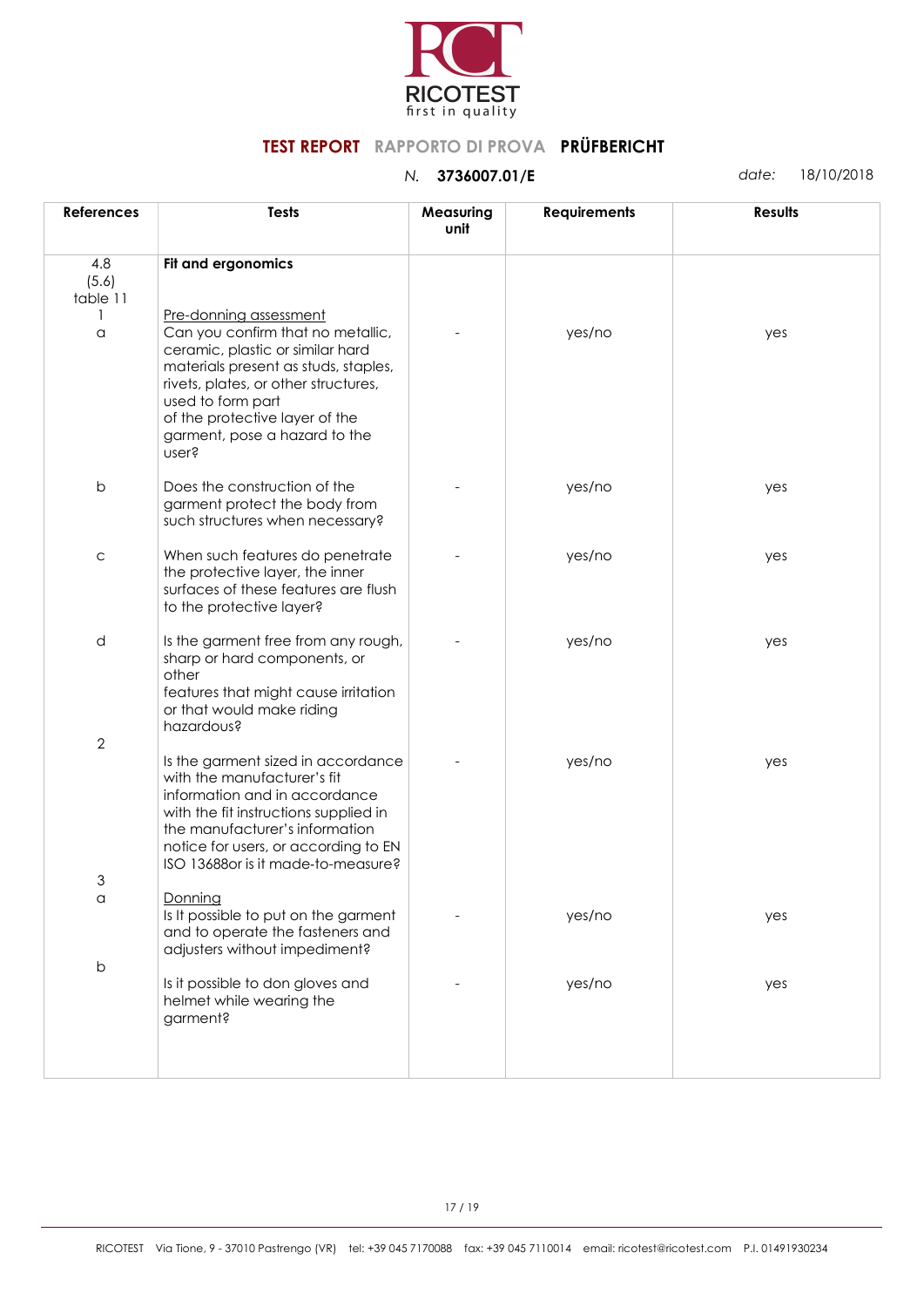**RICOTEST**
first in quality

# TEST REPORT RAPPORTO DI PROVA PRÜFBERICHT

*N.* **3736007.01/E** *date:* 18/10/2018

| References | Tests | Measuring unit | Requirements | Results |
|---|---|---|---|---|
| 4.8 (5.6) table 11 | **Fit and ergonomics** | | | |
| 1 a | Pre-donning assessment Can you confirm that no metallic, ceramic, plastic or similar hard materials present as studs, staples, rivets, plates, or other structures, used to form part of the protective layer of the garment, pose a hazard to the user? | - | yes/no | yes |
| b | Does the construction of the garment protect the body from such structures when necessary? | - | yes/no | yes |
| c | When such features do penetrate the protective layer, the inner surfaces of these features are flush to the protective layer? | - | yes/no | yes |
| d | Is the garment free from any rough, sharp or hard components, or other features that might cause irritation or that would make riding hazardous? | - | yes/no | yes |
| 2 | Is the garment sized in accordance with the manufacturer's fit information and in accordance with the fit instructions supplied in the manufacturer's information notice for users, or according to EN ISO 13688or is it made-to-measure? | - | yes/no | yes |
| 3 a | Donning Is It possible to put on the garment and to operate the fasteners and adjusters without impediment? | - | yes/no | yes |
| b | Is it possible to don gloves and helmet while wearing the garment? | - | yes/no | yes |

RICOTEST Via Tione, 9 - 37010 Pastrengo (VR) tel: +39 045 7170088 fax: +39 045 7110014 email: ricotest@ricotest.com P.I. 01491930234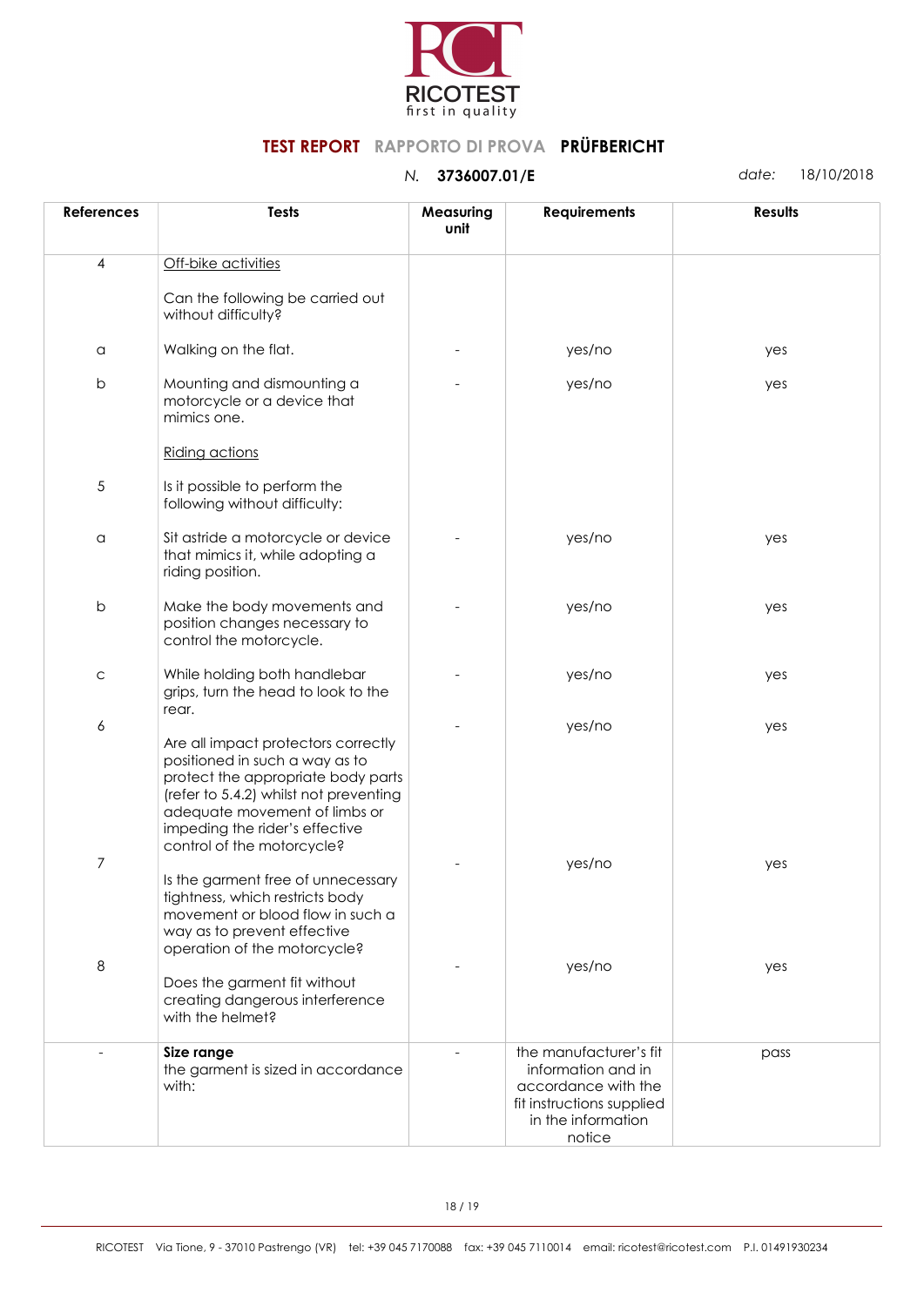# TEST REPORT RAPPORTO DI PROVA PRÜFBERICHT

*N.* **3736007.01/E** *date:* 18/10/2018

| References | Tests | Measuring unit | Requirements | Results |
|---|---|---|---|---|
| 4 | Off-bike activities<br><br>Can the following be carried out without difficulty? | | | |
| a | Walking on the flat. | - | yes/no | yes |
| b | Mounting and dismounting a motorcycle or a device that mimics one. | - | yes/no | yes |
| | Riding actions | | | |
| 5 | Is it possible to perform the following without difficulty: | | | |
| a | Sit astride a motorcycle or device that mimics it, while adopting a riding position. | - | yes/no | yes |
| b | Make the body movements and position changes necessary to control the motorcycle. | - | yes/no | yes |
| c | While holding both handlebar grips, turn the head to look to the rear. | - | yes/no | yes |
| 6 | Are all impact protectors correctly positioned in such a way as to protect the appropriate body parts (refer to 5.4.2) whilst not preventing adequate movement of limbs or impeding the rider's effective control of the motorcycle? | - | yes/no | yes |
| 7 | Is the garment free of unnecessary tightness, which restricts body movement or blood flow in such a way as to prevent effective operation of the motorcycle? | - | yes/no | yes |
| 8 | Does the garment fit without creating dangerous interference with the helmet? | - | yes/no | yes |
| - | **Size range**<br>the garment is sized in accordance with: | - | the manufacturer's fit information and in accordance with the fit instructions supplied in the information notice | pass |

RICOTEST Via Tione, 9 - 37010 Pastrengo (VR) tel: +39 045 7170088 fax: +39 045 7110014 email: ricotest@ricotest.com P.I. 01491930234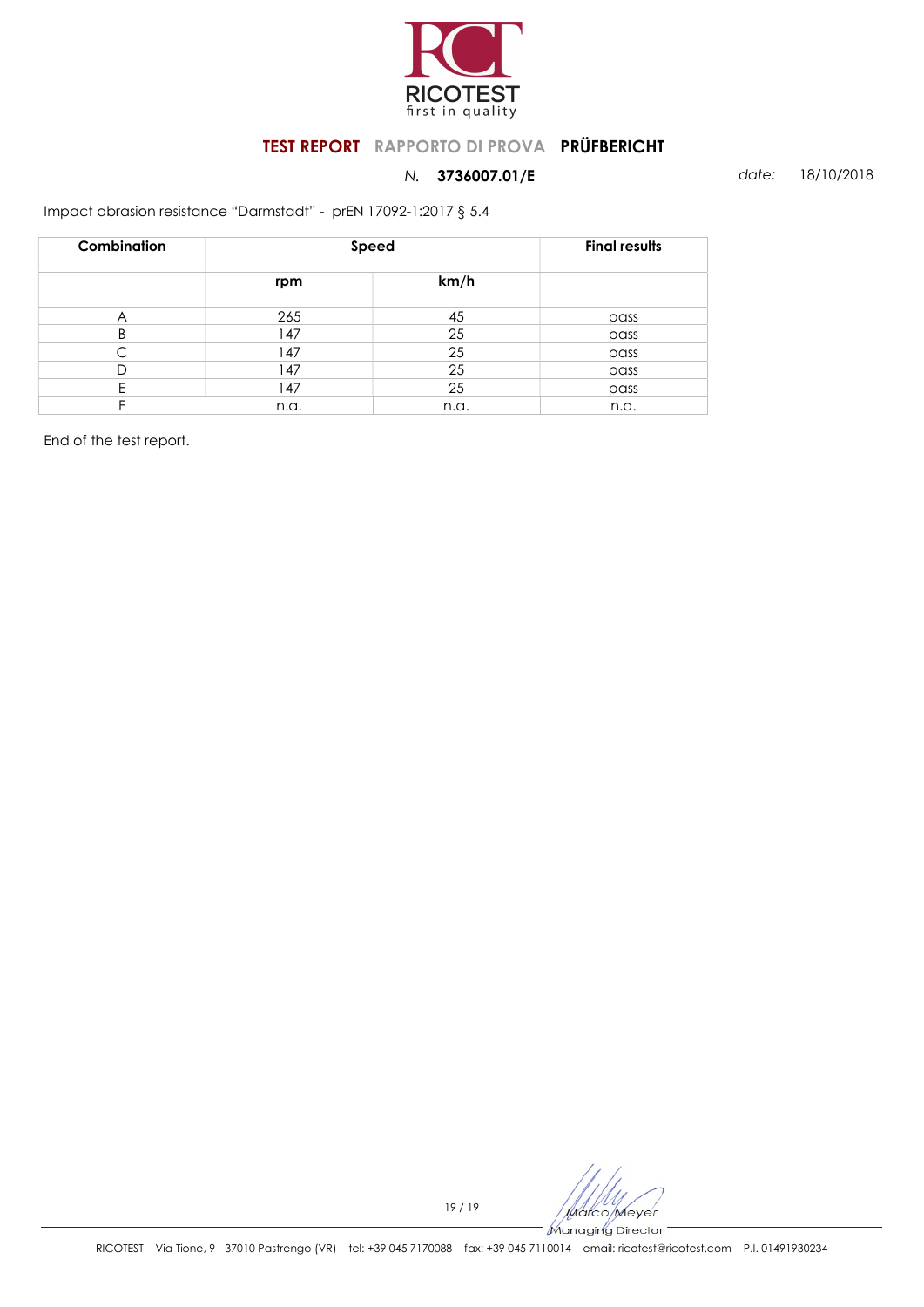**TEST REPORT** RAPPORTO DI PROVA **PRÜFBERICHT**

*N.* **3736007.01/E** *date:* 18/10/2018

Impact abrasion resistance "Darmstadt" - prEN 17092-1:2017 § 5.4

| Combination | Speed | | Final results |
|---|---|---|---|
| | **rpm** | **km/h** | |
| A | 265 | 45 | pass |
| B | 147 | 25 | pass |
| C | 147 | 25 | pass |
| D | 147 | 25 | pass |
| E | 147 | 25 | pass |
| F | n.a. | n.a. | n.a. |

End of the test report.

Marco Meyer
Managing Director

RICOTEST Via Tione, 9 - 37010 Pastrengo (VR) tel: +39 045 7170088 fax: +39 045 7110014 email: ricotest@ricotest.com P.I. 01491930234